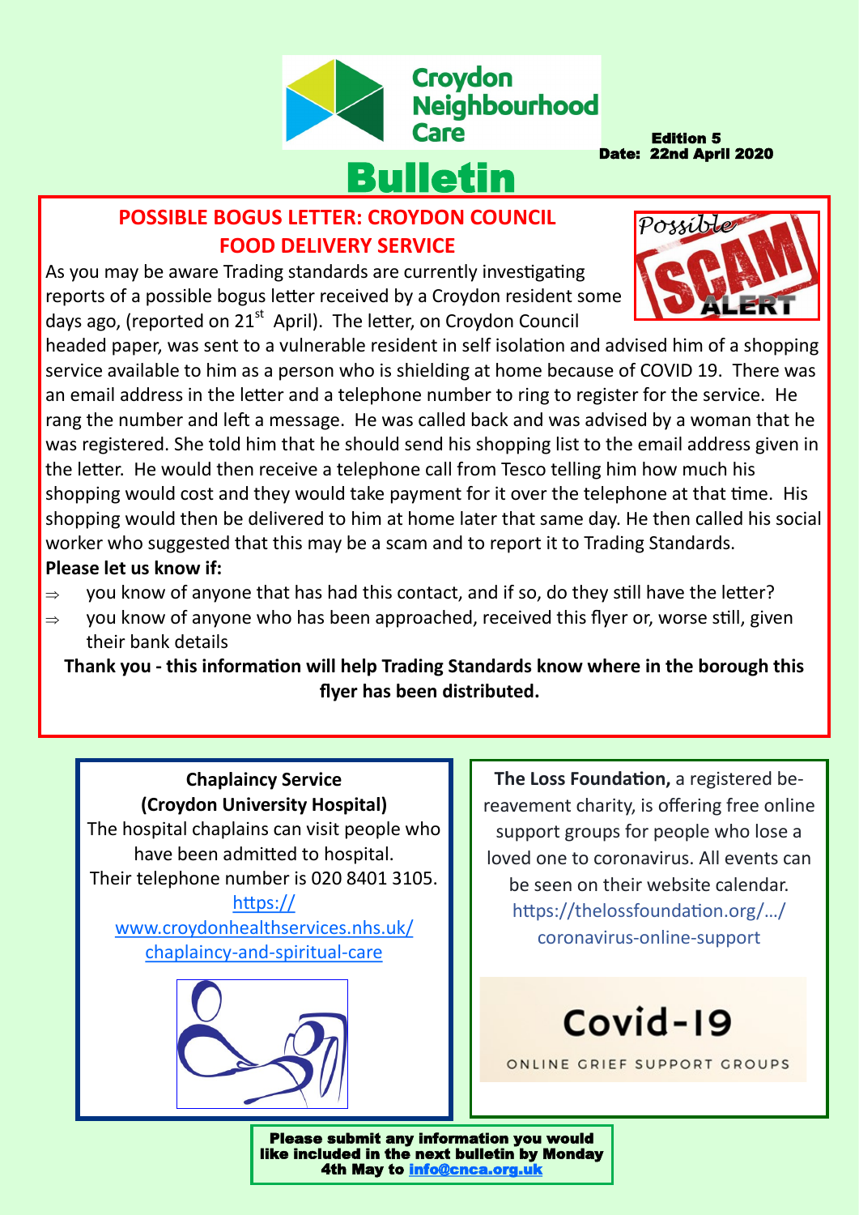# Croydon Neighbourhood Care

**Edition 5**
**Date: 22nd April 2020**

# Bulletin

## POSSIBLE BOGUS LETTER: CROYDON COUNCIL FOOD DELIVERY SERVICE

As you may be aware Trading standards are currently investigating reports of a possible bogus letter received by a Croydon resident some days ago, (reported on 21st April). The letter, on Croydon Council headed paper, was sent to a vulnerable resident in self isolation and advised him of a shopping service available to him as a person who is shielding at home because of COVID 19. There was an email address in the letter and a telephone number to ring to register for the service. He rang the number and left a message. He was called back and was advised by a woman that he was registered. She told him that he should send his shopping list to the email address given in the letter. He would then receive a telephone call from Tesco telling him how much his shopping would cost and they would take payment for it over the telephone at that time. His shopping would then be delivered to him at home later that same day. He then called his social worker who suggested that this may be a scam and to report it to Trading Standards.

**Please let us know if:**

- you know of anyone that has had this contact, and if so, do they still have the letter?
- you know of anyone who has been approached, received this flyer or, worse still, given their bank details

**Thank you - this information will help Trading Standards know where in the borough this flyer has been distributed.**

**Chaplaincy Service (Croydon University Hospital)**

The hospital chaplains can visit people who have been admitted to hospital.
Their telephone number is 020 8401 3105.
https://www.croydonhealthservices.nhs.uk/chaplaincy-and-spiritual-care

**The Loss Foundation,** a registered bereavement charity, is offering free online support groups for people who lose a loved one to coronavirus. All events can be seen on their website calendar.
https://thelossfoundation.org/…/coronavirus-online-support

Covid-19
ONLINE GRIEF SUPPORT GROUPS

**Please submit any information you would like included in the next bulletin by Monday 4th May to info@cnca.org.uk**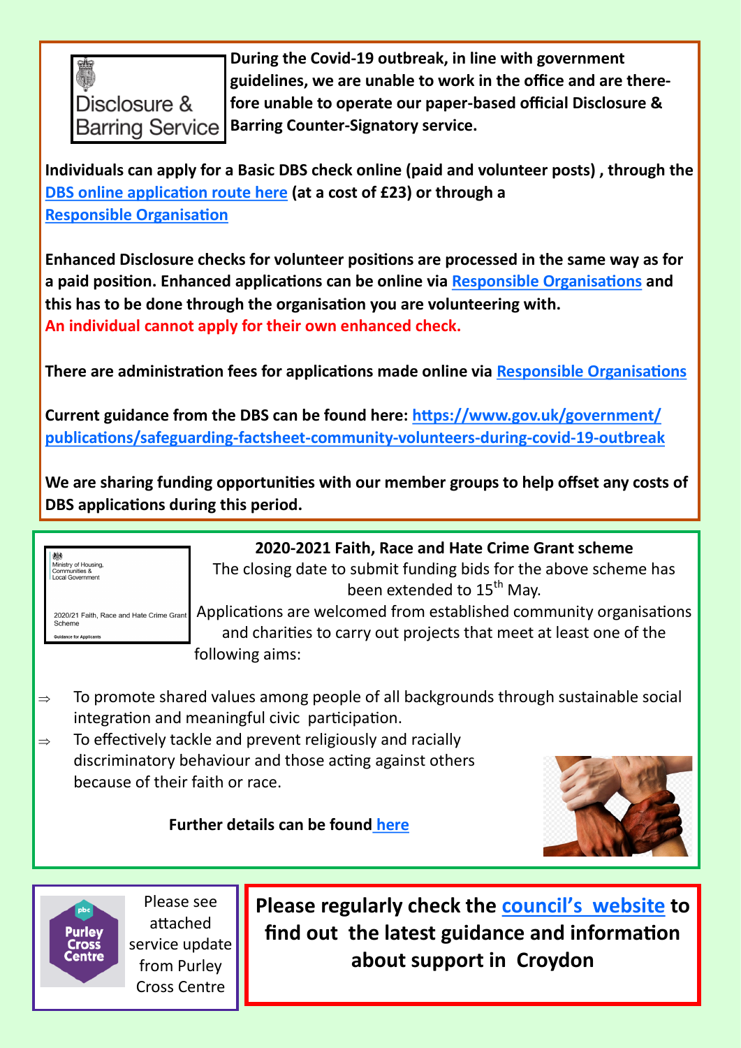**During the Covid-19 outbreak, in line with government guidelines, we are unable to work in the office and are therefore unable to operate our paper-based official Disclosure & Barring Counter-Signatory service.**

**Individuals can apply for a Basic DBS check online (paid and volunteer posts) , through the DBS online application route here (at a cost of £23) or through a Responsible Organisation**

**Enhanced Disclosure checks for volunteer positions are processed in the same way as for a paid position. Enhanced applications can be online via Responsible Organisations and this has to be done through the organisation you are volunteering with.**
**An individual cannot apply for their own enhanced check.**

**There are administration fees for applications made online via Responsible Organisations**

**Current guidance from the DBS can be found here: https://www.gov.uk/government/publications/safeguarding-factsheet-community-volunteers-during-covid-19-outbreak**

**We are sharing funding opportunities with our member groups to help offset any costs of DBS applications during this period.**

**2020-2021 Faith, Race and Hate Crime Grant scheme**

The closing date to submit funding bids for the above scheme has been extended to 15th May.

Applications are welcomed from established community organisations and charities to carry out projects that meet at least one of the following aims:

- To promote shared values among people of all backgrounds through sustainable social integration and meaningful civic participation.
- To effectively tackle and prevent religiously and racially discriminatory behaviour and those acting against others because of their faith or race.

**Further details can be found here**

Please see attached service update from Purley Cross Centre

**Please regularly check the council's website to find out the latest guidance and information about support in Croydon**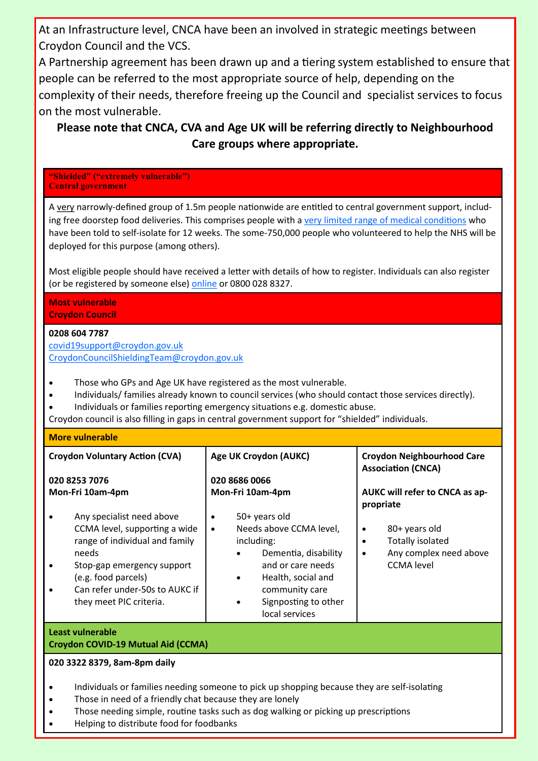At an Infrastructure level, CNCA have been an involved in strategic meetings between Croydon Council and the VCS.

A Partnership agreement has been drawn up and a tiering system established to ensure that people can be referred to the most appropriate source of help, depending on the complexity of their needs, therefore freeing up the Council and specialist services to focus on the most vulnerable.

**Please note that CNCA, CVA and Age UK will be referring directly to Neighbourhood Care groups where appropriate.**

**"Shielded" ("extremely vulnerable")**
**Central government**

A very narrowly-defined group of 1.5m people nationwide are entitled to central government support, including free doorstep food deliveries. This comprises people with a very limited range of medical conditions who have been told to self-isolate for 12 weeks. The some-750,000 people who volunteered to help the NHS will be deployed for this purpose (among others).

Most eligible people should have received a letter with details of how to register. Individuals can also register (or be registered by someone else) online or 0800 028 8327.

**Most vulnerable**
**Croydon Council**

**0208 604 7787**
covid19support@croydon.gov.uk
CroydonCouncilShieldingTeam@croydon.gov.uk

- Those who GPs and Age UK have registered as the most vulnerable.
- Individuals/ families already known to council services (who should contact those services directly).
- Individuals or families reporting emergency situations e.g. domestic abuse.

Croydon council is also filling in gaps in central government support for "shielded" individuals.

**More vulnerable**

**Croydon Voluntary Action (CVA)**

**020 8253 7076**
**Mon-Fri 10am-4pm**

- Any specialist need above CCMA level, supporting a wide range of individual and family needs
- Stop-gap emergency support (e.g. food parcels)
- Can refer under-50s to AUKC if they meet PIC criteria.

**Age UK Croydon (AUKC)**

**020 8686 0066**
**Mon-Fri 10am-4pm**

- 50+ years old
- Needs above CCMA level, including:
  - Dementia, disability and or care needs
  - Health, social and community care
  - Signposting to other local services

**Croydon Neighbourhood Care Association (CNCA)**

**AUKC will refer to CNCA as appropriate**

- 80+ years old
- Totally isolated
- Any complex need above CCMA level

**Least vulnerable**
**Croydon COVID-19 Mutual Aid (CCMA)**

**020 3322 8379, 8am-8pm daily**

- Individuals or families needing someone to pick up shopping because they are self-isolating
- Those in need of a friendly chat because they are lonely
- Those needing simple, routine tasks such as dog walking or picking up prescriptions
- Helping to distribute food for foodbanks